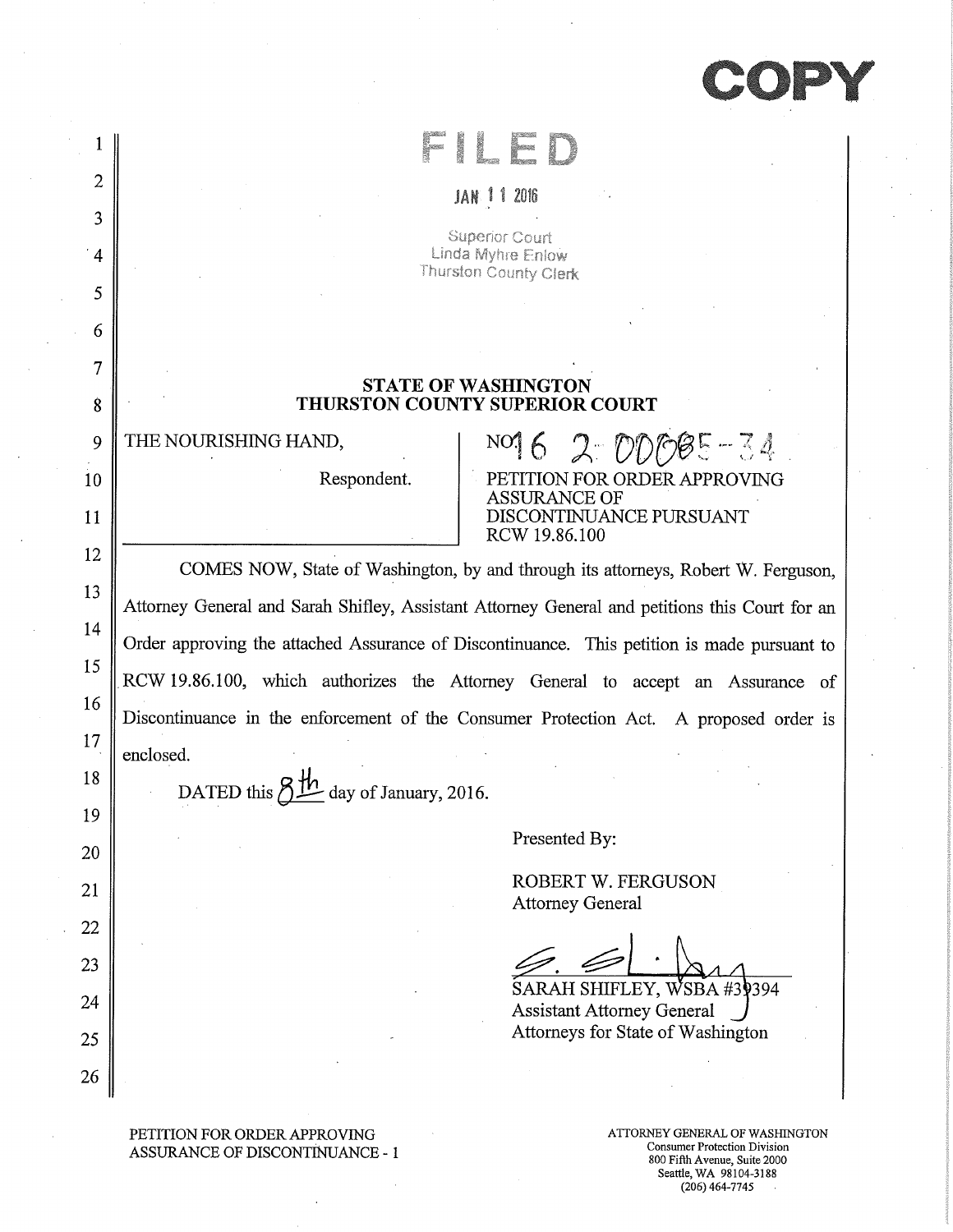COPY

FILED

JAN 11 2016

Superior Court
Linda Myhre Enlow
Thurston County Clerk

**STATE OF WASHINGTON**
**THURSTON COUNTY SUPERIOR COURT**

| | |
|---|---|
| THE NOURISHING HAND,<br><br>Respondent. | NO16 2 00065-34<br><br>PETITION FOR ORDER APPROVING ASSURANCE OF DISCONTINUANCE PURSUANT RCW 19.86.100 |

COMES NOW, State of Washington, by and through its attorneys, Robert W. Ferguson, Attorney General and Sarah Shifley, Assistant Attorney General and petitions this Court for an Order approving the attached Assurance of Discontinuance. This petition is made pursuant to RCW 19.86.100, which authorizes the Attorney General to accept an Assurance of Discontinuance in the enforcement of the Consumer Protection Act. A proposed order is enclosed.

DATED this 8th day of January, 2016.

Presented By:

ROBERT W. FERGUSON
Attorney General

SARAH SHIFLEY, WSBA #39394
Assistant Attorney General
Attorneys for State of Washington

PETITION FOR ORDER APPROVING ASSURANCE OF DISCONTINUANCE - 1

ATTORNEY GENERAL OF WASHINGTON
Consumer Protection Division
800 Fifth Avenue, Suite 2000
Seattle, WA 98104-3188
(206) 464-7745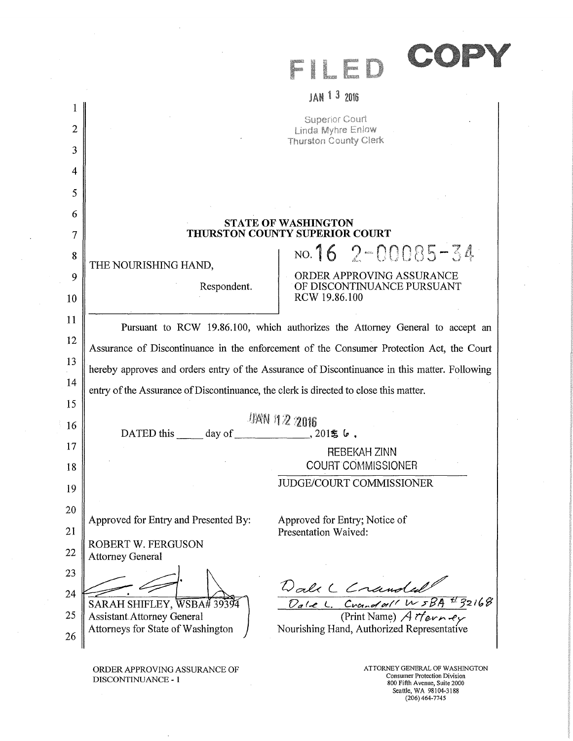FILED COPY

JAN 13 2016

Superior Court
Linda Myhre Enlow
Thurston County Clerk

**STATE OF WASHINGTON**
**THURSTON COUNTY SUPERIOR COURT**

THE NOURISHING HAND,

Respondent.

NO. 16 2-00085-34

ORDER APPROVING ASSURANCE OF DISCONTINUANCE PURSUANT RCW 19.86.100

Pursuant to RCW 19.86.100, which authorizes the Attorney General to accept an Assurance of Discontinuance in the enforcement of the Consumer Protection Act, the Court hereby approves and orders entry of the Assurance of Discontinuance in this matter. Following entry of the Assurance of Discontinuance, the clerk is directed to close this matter.

DATED this JAN 12 2016 day of \_\_\_\_\_\_\_\_\_\_, 2016.

REBEKAH ZINN
COURT COMMISSIONER

JUDGE/COURT COMMISSIONER

Approved for Entry and Presented By:

ROBERT W. FERGUSON
Attorney General

SARAH SHIFLEY, WSBA# 39394
Assistant Attorney General
Attorneys for State of Washington

Approved for Entry; Notice of Presentation Waived:

Dale L. Crandall WSBA #32168
(Print Name) Attorney
Nourishing Hand, Authorized Representative

ORDER APPROVING ASSURANCE OF DISCONTINUANCE - 1

ATTORNEY GENERAL OF WASHINGTON
Consumer Protection Division
800 Fifth Avenue, Suite 2000
Seattle, WA 98104-3188
(206) 464-7745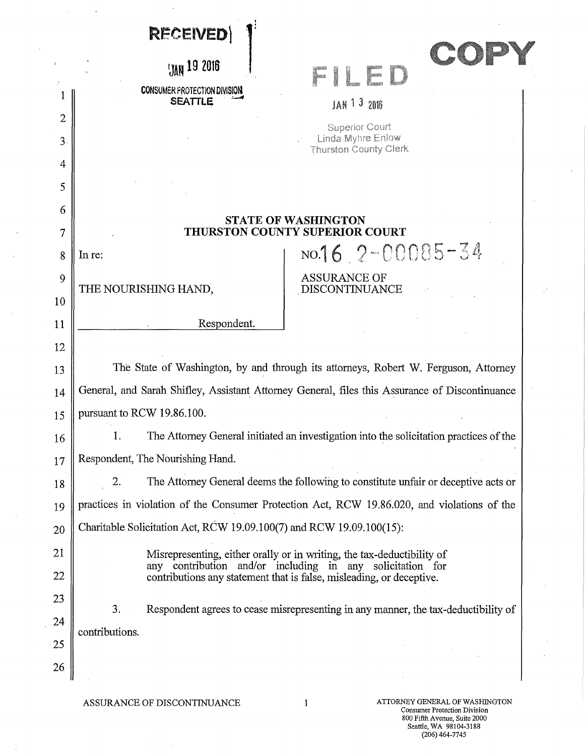RECEIVED

JAN 19 2016

CONSUMER PROTECTION DIVISION
SEATTLE

FILED

JAN 13 2016

Superior Court
Linda Myhre Enlow
Thurston County Clerk

COPY

**STATE OF WASHINGTON**
**THURSTON COUNTY SUPERIOR COURT**

In re:

THE NOURISHING HAND,

Respondent.

NO. 16 2-00085-34

ASSURANCE OF DISCONTINUANCE

The State of Washington, by and through its attorneys, Robert W. Ferguson, Attorney General, and Sarah Shifley, Assistant Attorney General, files this Assurance of Discontinuance pursuant to RCW 19.86.100.

1. The Attorney General initiated an investigation into the solicitation practices of the Respondent, The Nourishing Hand.

2. The Attorney General deems the following to constitute unfair or deceptive acts or practices in violation of the Consumer Protection Act, RCW 19.86.020, and violations of the Charitable Solicitation Act, RCW 19.09.100(7) and RCW 19.09.100(15):

> Misrepresenting, either orally or in writing, the tax-deductibility of any contribution and/or including in any solicitation for contributions any statement that is false, misleading, or deceptive.

3. Respondent agrees to cease misrepresenting in any manner, the tax-deductibility of contributions.

ASSURANCE OF DISCONTINUANCE

ATTORNEY GENERAL OF WASHINGTON
Consumer Protection Division
800 Fifth Avenue, Suite 2000
Seattle, WA 98104-3188
(206) 464-7745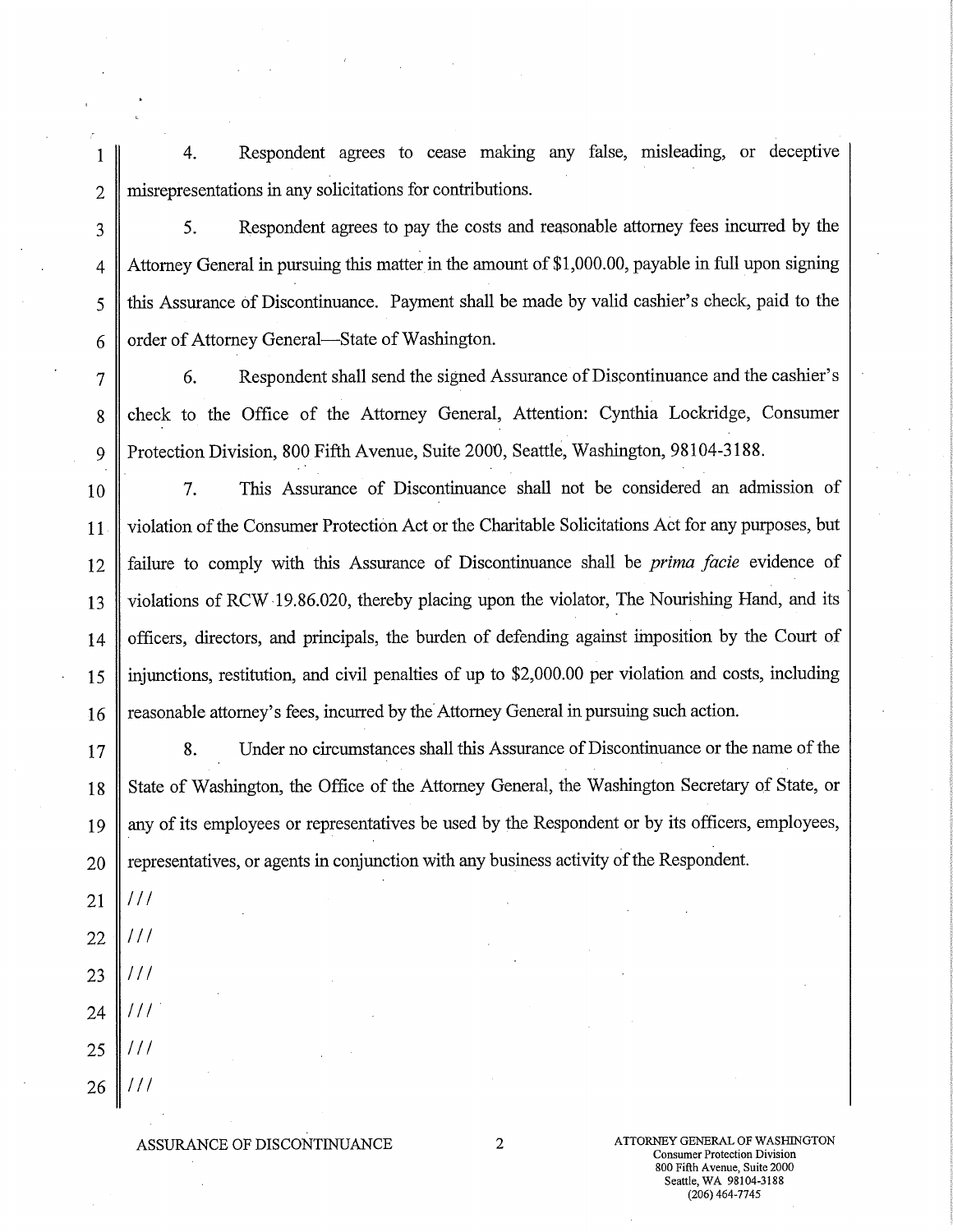4. Respondent agrees to cease making any false, misleading, or deceptive misrepresentations in any solicitations for contributions.

5. Respondent agrees to pay the costs and reasonable attorney fees incurred by the Attorney General in pursuing this matter in the amount of $1,000.00, payable in full upon signing this Assurance of Discontinuance. Payment shall be made by valid cashier's check, paid to the order of Attorney General—State of Washington.

6. Respondent shall send the signed Assurance of Discontinuance and the cashier's check to the Office of the Attorney General, Attention: Cynthia Lockridge, Consumer Protection Division, 800 Fifth Avenue, Suite 2000, Seattle, Washington, 98104-3188.

7. This Assurance of Discontinuance shall not be considered an admission of violation of the Consumer Protection Act or the Charitable Solicitations Act for any purposes, but failure to comply with this Assurance of Discontinuance shall be *prima facie* evidence of violations of RCW 19.86.020, thereby placing upon the violator, The Nourishing Hand, and its officers, directors, and principals, the burden of defending against imposition by the Court of injunctions, restitution, and civil penalties of up to $2,000.00 per violation and costs, including reasonable attorney's fees, incurred by the Attorney General in pursuing such action.

8. Under no circumstances shall this Assurance of Discontinuance or the name of the State of Washington, the Office of the Attorney General, the Washington Secretary of State, or any of its employees or representatives be used by the Respondent or by its officers, employees, representatives, or agents in conjunction with any business activity of the Respondent.

///

///

///

///

///

///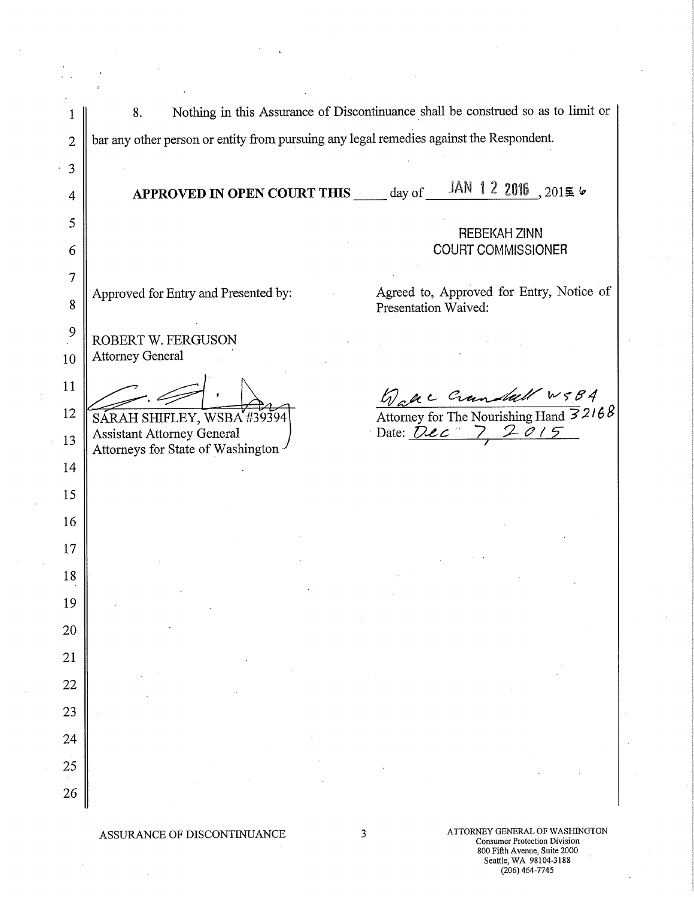8. Nothing in this Assurance of Discontinuance shall be construed so as to limit or bar any other person or entity from pursuing any legal remedies against the Respondent.

**APPROVED IN OPEN COURT THIS** _____ day of JAN 12 2016, 2016

REBEKAH ZINN
COURT COMMISSIONER

Approved for Entry and Presented by:

ROBERT W. FERGUSON
Attorney General

SARAH SHIFLEY, WSBA #39394
Assistant Attorney General
Attorneys for State of Washington

Agreed to, Approved for Entry, Notice of Presentation Waived:

Dale Crandall WSBA 32168
Attorney for The Nourishing Hand
Date: Dec 7, 2015

ASSURANCE OF DISCONTINUANCE

ATTORNEY GENERAL OF WASHINGTON
Consumer Protection Division
800 Fifth Avenue, Suite 2000
Seattle, WA 98104-3188
(206) 464-7745